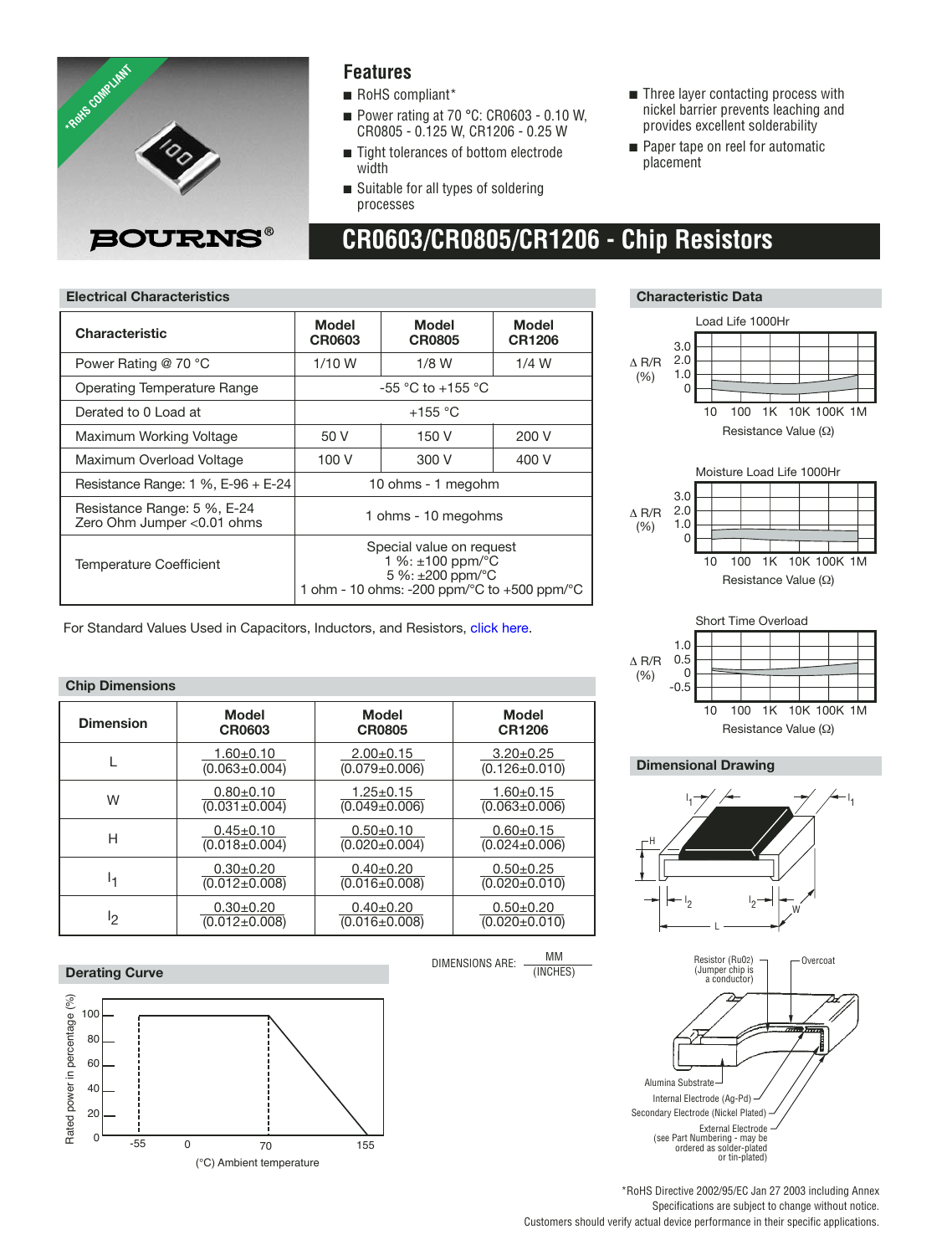# CR0603/CR0805/CR1206 - Chip Resistors

## Features

- RoHS compliant*
- Power rating at 70 °C: CR0603 - 0.10 W, CR0805 - 0.125 W, CR1206 - 0.25 W
- Tight tolerances of bottom electrode width
- Suitable for all types of soldering processes
- Three layer contacting process with nickel barrier prevents leaching and provides excellent solderability
- Paper tape on reel for automatic placement

## Electrical Characteristics

| Characteristic | Model CR0603 | Model CR0805 | Model CR1206 |
|---|---|---|---|
| Power Rating @ 70 °C | 1/10 W | 1/8 W | 1/4 W |
| Operating Temperature Range | -55 °C to +155 °C | | |
| Derated to 0 Load at | +155 °C | | |
| Maximum Working Voltage | 50 V | 150 V | 200 V |
| Maximum Overload Voltage | 100 V | 300 V | 400 V |
| Resistance Range: 1 %, E-96 + E-24 | 10 ohms - 1 megohm | | |
| Resistance Range: 5 %, E-24<br>Zero Ohm Jumper <0.01 ohms | 1 ohms - 10 megohms | | |
| Temperature Coefficient | Special value on request<br>1 %: ±100 ppm/°C<br>5 %: ±200 ppm/°C<br>1 ohm - 10 ohms: -200 ppm/°C to +500 ppm/°C | | |

For Standard Values Used in Capacitors, Inductors, and Resistors, click here.

## Characteristic Data

Load Life 1000Hr — ΔR/R (%) vs. Resistance Value (Ω)

Moisture Load Life 1000Hr — ΔR/R (%) vs. Resistance Value (Ω)

Short Time Overload — ΔR/R (%) vs. Resistance Value (Ω)

## Chip Dimensions

| Dimension | Model CR0603 | Model CR0805 | Model CR1206 |
|---|---|---|---|
| L | 1.60±0.10<br>(0.063±0.004) | 2.00±0.15<br>(0.079±0.006) | 3.20±0.25<br>(0.126±0.010) |
| W | 0.80±0.10<br>(0.031±0.004) | 1.25±0.15<br>(0.049±0.006) | 1.60±0.15<br>(0.063±0.006) |
| H | 0.45±0.10<br>(0.018±0.004) | 0.50±0.10<br>(0.020±0.004) | 0.60±0.15<br>(0.024±0.006) |
| $l_1$ | 0.30±0.20<br>(0.012±0.008) | 0.40±0.20<br>(0.016±0.008) | 0.50±0.25<br>(0.020±0.010) |
| $l_2$ | 0.30±0.20<br>(0.012±0.008) | 0.40±0.20<br>(0.016±0.008) | 0.50±0.20<br>(0.020±0.010) |

DIMENSIONS ARE: MM (INCHES)

## Dimensional Drawing

Resistor ($RuO_2$) (Jumper chip is a conductor)
Overcoat
Alumina Substrate
Internal Electrode (Ag-Pd)
Secondary Electrode (Nickel Plated)
External Electrode (see Part Numbering - may be ordered as solder-plated or tin-plated)

## Derating Curve

Rated power in percentage (%) vs. (°C) Ambient temperature

*RoHS Directive 2002/95/EC Jan 27 2003 including Annex
Specifications are subject to change without notice.
Customers should verify actual device performance in their specific applications.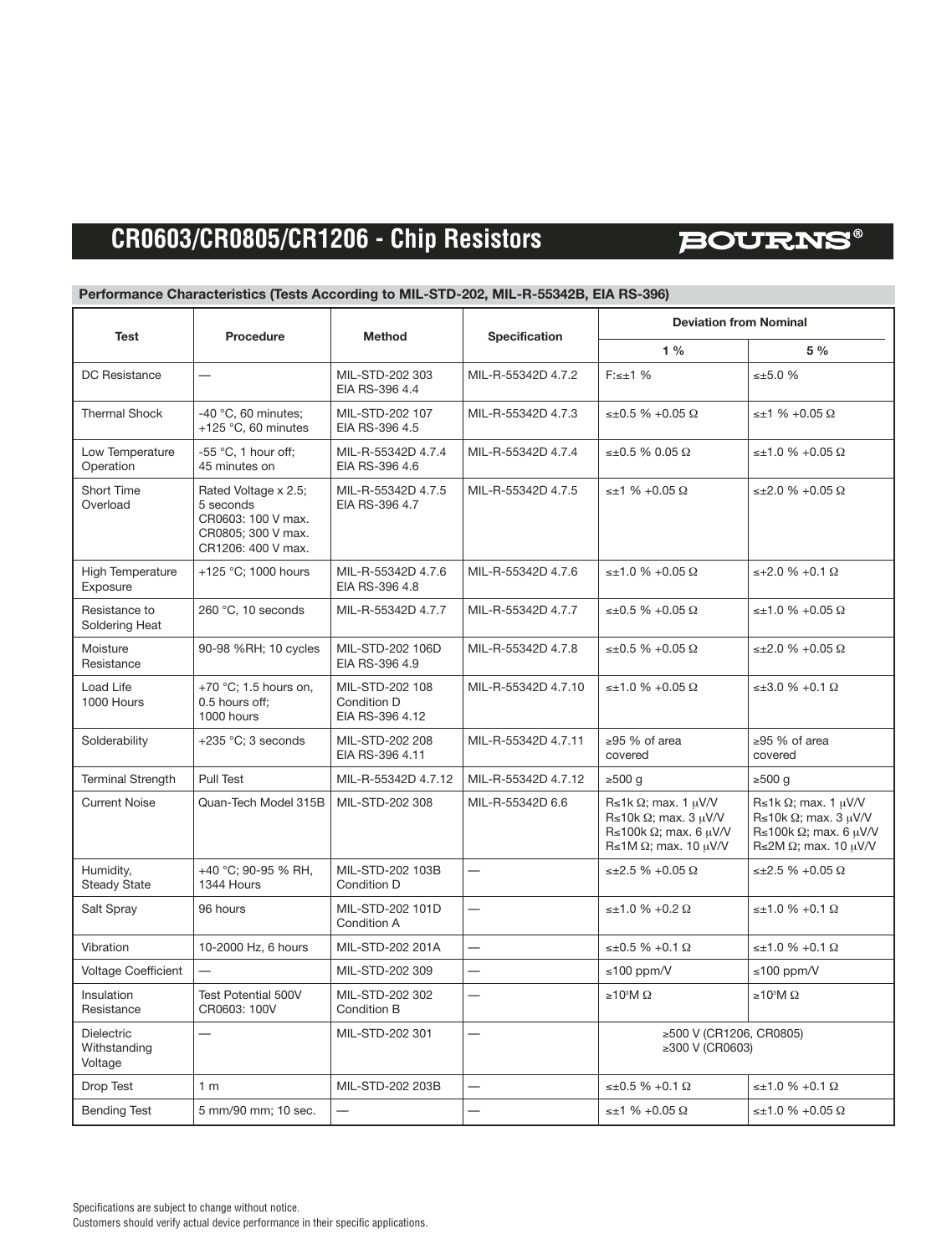# CR0603/CR0805/CR1206 - Chip Resistors

## Performance Characteristics (Tests According to MIL-STD-202, MIL-R-55342B, EIA RS-396)

| Test | Procedure | Method | Specification | Deviation from Nominal | |
|---|---|---|---|---|---|
| | | | | 1 % | 5 % |
| DC Resistance | — | MIL-STD-202 303<br>EIA RS-396 4.4 | MIL-R-55342D 4.7.2 | F:≤±1 % | ≤±5.0 % |
| Thermal Shock | -40 °C, 60 minutes;<br>+125 °C, 60 minutes | MIL-STD-202 107<br>EIA RS-396 4.5 | MIL-R-55342D 4.7.3 | ≤±0.5 % +0.05 Ω | ≤±1 % +0.05 Ω |
| Low Temperature Operation | -55 °C, 1 hour off;<br>45 minutes on | MIL-R-55342D 4.7.4<br>EIA RS-396 4.6 | MIL-R-55342D 4.7.4 | ≤±0.5 % 0.05 Ω | ≤±1.0 % +0.05 Ω |
| Short Time Overload | Rated Voltage x 2.5;<br>5 seconds<br>CR0603: 100 V max.<br>CR0805; 300 V max.<br>CR1206: 400 V max. | MIL-R-55342D 4.7.5<br>EIA RS-396 4.7 | MIL-R-55342D 4.7.5 | ≤±1 % +0.05 Ω | ≤±2.0 % +0.05 Ω |
| High Temperature Exposure | +125 °C; 1000 hours | MIL-R-55342D 4.7.6<br>EIA RS-396 4.8 | MIL-R-55342D 4.7.6 | ≤±1.0 % +0.05 Ω | ≤+2.0 % +0.1 Ω |
| Resistance to Soldering Heat | 260 °C, 10 seconds | MIL-R-55342D 4.7.7 | MIL-R-55342D 4.7.7 | ≤±0.5 % +0.05 Ω | ≤±1.0 % +0.05 Ω |
| Moisture Resistance | 90-98 %RH; 10 cycles | MIL-STD-202 106D<br>EIA RS-396 4.9 | MIL-R-55342D 4.7.8 | ≤±0.5 % +0.05 Ω | ≤±2.0 % +0.05 Ω |
| Load Life 1000 Hours | +70 °C; 1.5 hours on,<br>0.5 hours off;<br>1000 hours | MIL-STD-202 108<br>Condition D<br>EIA RS-396 4.12 | MIL-R-55342D 4.7.10 | ≤±1.0 % +0.05 Ω | ≤±3.0 % +0.1 Ω |
| Solderability | +235 °C; 3 seconds | MIL-STD-202 208<br>EIA RS-396 4.11 | MIL-R-55342D 4.7.11 | ≥95 % of area covered | ≥95 % of area covered |
| Terminal Strength | Pull Test | MIL-R-55342D 4.7.12 | MIL-R-55342D 4.7.12 | ≥500 g | ≥500 g |
| Current Noise | Quan-Tech Model 315B | MIL-STD-202 308 | MIL-R-55342D 6.6 | R≤1k Ω; max. 1 μV/V<br>R≤10k Ω; max. 3 μV/V<br>R≤100k Ω; max. 6 μV/V<br>R≤1M Ω; max. 10 μV/V | R≤1k Ω; max. 1 μV/V<br>R≤10k Ω; max. 3 μV/V<br>R≤100k Ω; max. 6 μV/V<br>R≤2M Ω; max. 10 μV/V |
| Humidity, Steady State | +40 °C; 90-95 % RH,<br>1344 Hours | MIL-STD-202 103B<br>Condition D | — | ≤±2.5 % +0.05 Ω | ≤±2.5 % +0.05 Ω |
| Salt Spray | 96 hours | MIL-STD-202 101D<br>Condition A | — | ≤±1.0 % +0.2 Ω | ≤±1.0 % +0.1 Ω |
| Vibration | 10-2000 Hz, 6 hours | MIL-STD-202 201A | — | ≤±0.5 % +0.1 Ω | ≤±1.0 % +0.1 Ω |
| Voltage Coefficient | — | MIL-STD-202 309 | — | ≤100 ppm/V | ≤100 ppm/V |
| Insulation Resistance | Test Potential 500V<br>CR0603: 100V | MIL-STD-202 302<br>Condition B | — | ≥$10^3$M Ω | ≥$10^3$M Ω |
| Dielectric Withstanding Voltage | — | MIL-STD-202 301 | — | ≥500 V (CR1206, CR0805)<br>≥300 V (CR0603) | |
| Drop Test | 1 m | MIL-STD-202 203B | — | ≤±0.5 % +0.1 Ω | ≤±1.0 % +0.1 Ω |
| Bending Test | 5 mm/90 mm; 10 sec. | — | — | ≤±1 % +0.05 Ω | ≤±1.0 % +0.05 Ω |

Specifications are subject to change without notice.
Customers should verify actual device performance in their specific applications.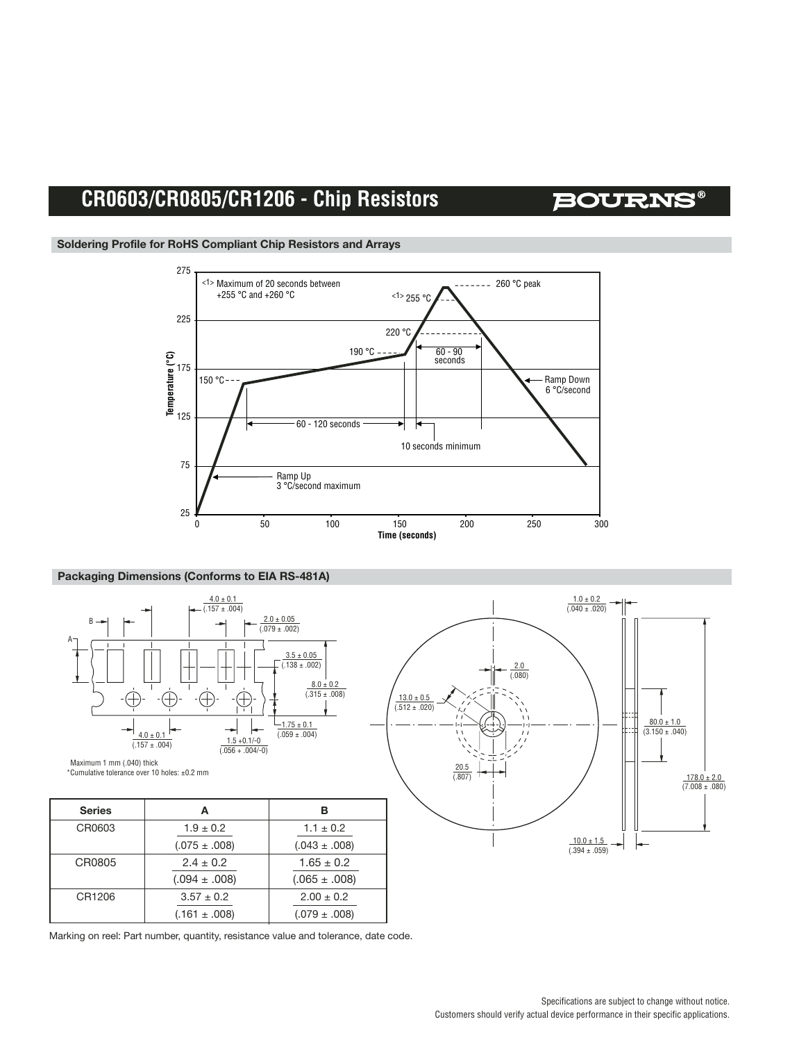# CR0603/CR0805/CR1206 - Chip Resistors

### Soldering Profile for RoHS Compliant Chip Resistors and Arrays

<1> Maximum of 20 seconds between +255 °C and +260 °C

260 °C peak

<1> 255 °C

220 °C

190 °C

150 °C

60 - 90 seconds

60 - 120 seconds

10 seconds minimum

Ramp Down 6 °C/second

Ramp Up 3 °C/second maximum

Temperature (°C)

Time (seconds)

### Packaging Dimensions (Conforms to EIA RS-481A)

4.0 ± 0.1 (.157 ± .004)

2.0 ± 0.05 (.079 ± .002)

3.5 ± 0.05 (.138 ± .002)

8.0 ± 0.2 (.315 ± .008)

1.75 ± 0.1 (.059 ± .004)

4.0 ± 0.1 (.157 ± .004)

1.5 +0.1/-0 (.056 + .004/-0)

Maximum 1 mm (.040) thick

*Cumulative tolerance over 10 holes: ±0.2 mm

1.0 ± 0.2 (.040 ± .020)

2.0 (.080)

13.0 ± 0.5 (.512 ± .020)

20.5 (.807)

80.0 ± 1.0 (3.150 ± .040)

178.0 ± 2.0 (7.008 ± .080)

10.0 ± 1.5 (.394 ± .059)

| Series | A | B |
|---|---|---|
| CR0603 | 1.9 ± 0.2 (.075 ± .008) | 1.1 ± 0.2 (.043 ± .008) |
| CR0805 | 2.4 ± 0.2 (.094 ± .008) | 1.65 ± 0.2 (.065 ± .008) |
| CR1206 | 3.57 ± 0.2 (.161 ± .008) | 2.00 ± 0.2 (.079 ± .008) |

Marking on reel: Part number, quantity, resistance value and tolerance, date code.

Specifications are subject to change without notice.
Customers should verify actual device performance in their specific applications.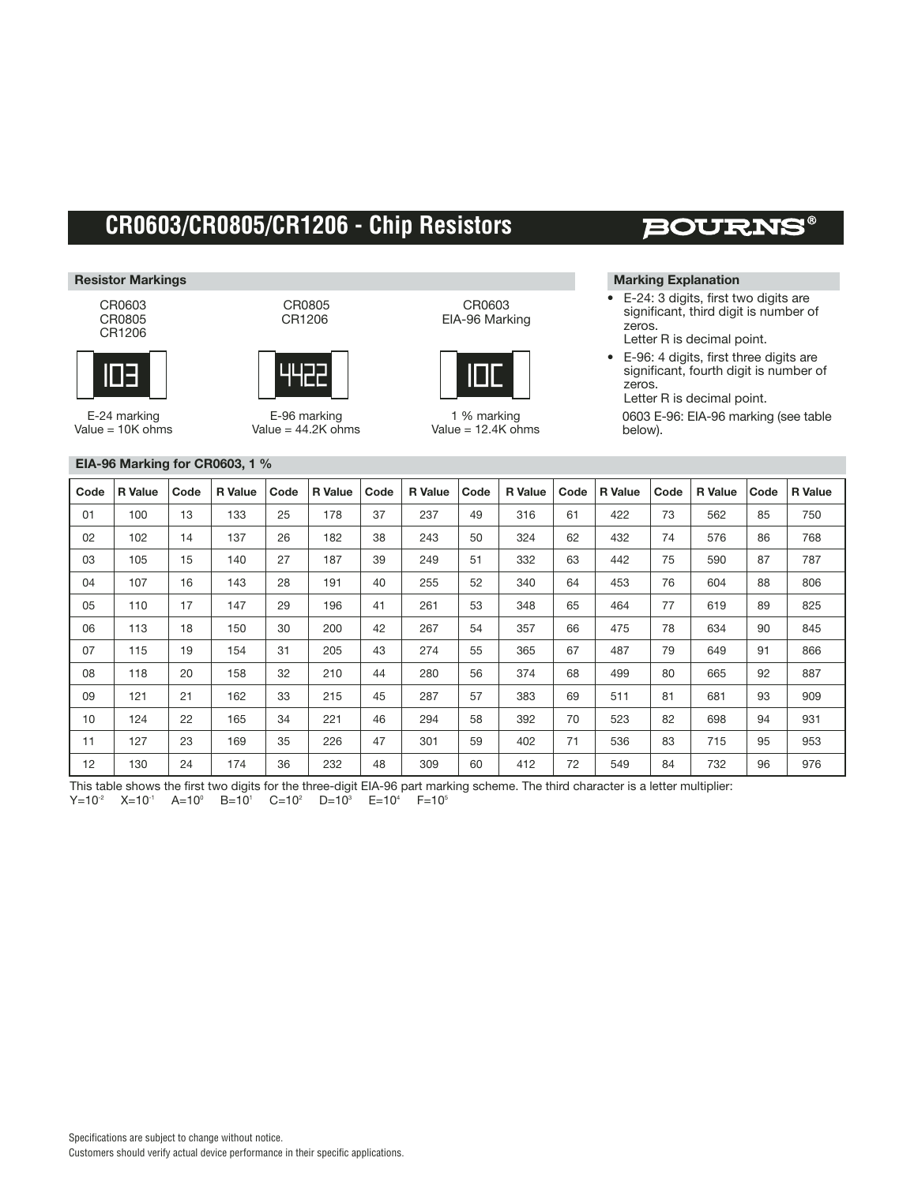# CR0603/CR0805/CR1206 - Chip Resistors

## Resistor Markings

CR0603
CR0805
CR1206

103

E-24 marking
Value = 10K ohms

CR0805
CR1206

4422

E-96 marking
Value = 44.2K ohms

CR0603
EIA-96 Marking

10C

1 % marking
Value = 12.4K ohms

## Marking Explanation

- E-24: 3 digits, first two digits are significant, third digit is number of zeros.
  Letter R is decimal point.
- E-96: 4 digits, first three digits are significant, fourth digit is number of zeros.
  Letter R is decimal point.
  0603 E-96: EIA-96 marking (see table below).

## EIA-96 Marking for CR0603, 1 %

| Code | R Value | Code | R Value | Code | R Value | Code | R Value | Code | R Value | Code | R Value | Code | R Value | Code | R Value |
|---|---|---|---|---|---|---|---|---|---|---|---|---|---|---|---|
| 01 | 100 | 13 | 133 | 25 | 178 | 37 | 237 | 49 | 316 | 61 | 422 | 73 | 562 | 85 | 750 |
| 02 | 102 | 14 | 137 | 26 | 182 | 38 | 243 | 50 | 324 | 62 | 432 | 74 | 576 | 86 | 768 |
| 03 | 105 | 15 | 140 | 27 | 187 | 39 | 249 | 51 | 332 | 63 | 442 | 75 | 590 | 87 | 787 |
| 04 | 107 | 16 | 143 | 28 | 191 | 40 | 255 | 52 | 340 | 64 | 453 | 76 | 604 | 88 | 806 |
| 05 | 110 | 17 | 147 | 29 | 196 | 41 | 261 | 53 | 348 | 65 | 464 | 77 | 619 | 89 | 825 |
| 06 | 113 | 18 | 150 | 30 | 200 | 42 | 267 | 54 | 357 | 66 | 475 | 78 | 634 | 90 | 845 |
| 07 | 115 | 19 | 154 | 31 | 205 | 43 | 274 | 55 | 365 | 67 | 487 | 79 | 649 | 91 | 866 |
| 08 | 118 | 20 | 158 | 32 | 210 | 44 | 280 | 56 | 374 | 68 | 499 | 80 | 665 | 92 | 887 |
| 09 | 121 | 21 | 162 | 33 | 215 | 45 | 287 | 57 | 383 | 69 | 511 | 81 | 681 | 93 | 909 |
| 10 | 124 | 22 | 165 | 34 | 221 | 46 | 294 | 58 | 392 | 70 | 523 | 82 | 698 | 94 | 931 |
| 11 | 127 | 23 | 169 | 35 | 226 | 47 | 301 | 59 | 402 | 71 | 536 | 83 | 715 | 95 | 953 |
| 12 | 130 | 24 | 174 | 36 | 232 | 48 | 309 | 60 | 412 | 72 | 549 | 84 | 732 | 96 | 976 |

This table shows the first two digits for the three-digit EIA-96 part marking scheme. The third character is a letter multiplier:
Y=$10^{-2}$   X=$10^{-1}$   A=$10^{0}$   B=$10^{1}$   C=$10^{2}$   D=$10^{3}$   E=$10^{4}$   F=$10^{5}$

Specifications are subject to change without notice.
Customers should verify actual device performance in their specific applications.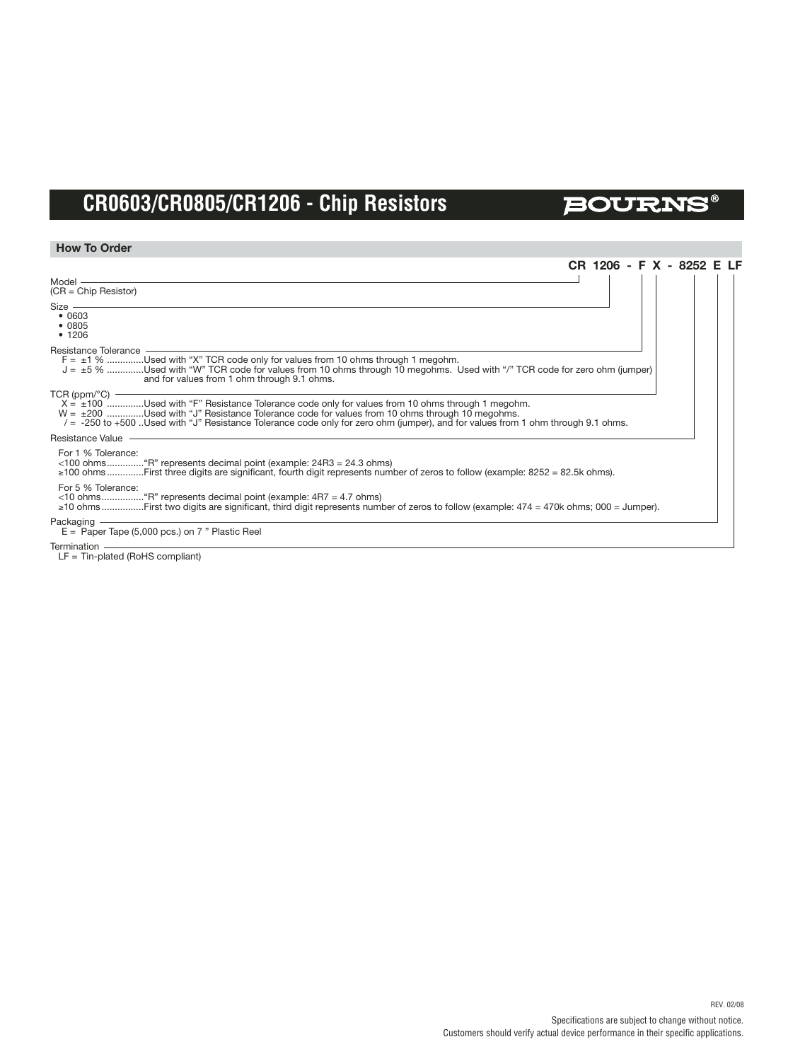# CR0603/CR0805/CR1206 - Chip Resistors

BOURNS®

## How To Order

**CR 1206 - F X - 8252 E LF**

Model
(CR = Chip Resistor)

Size
- 0603
- 0805
- 1206

Resistance Tolerance
- F = ±1 % .............Used with "X" TCR code only for values from 10 ohms through 1 megohm.
- J = ±5 % .............Used with "W" TCR code for values from 10 ohms through 10 megohms. Used with "/" TCR code for zero ohm (jumper) and for values from 1 ohm through 9.1 ohms.

TCR (ppm/°C)
- X = ±100 .............Used with "F" Resistance Tolerance code only for values from 10 ohms through 1 megohm.
- W = ±200 .............Used with "J" Resistance Tolerance code for values from 10 ohms through 10 megohms.
- / = -250 to +500 ..Used with "J" Resistance Tolerance code only for zero ohm (jumper), and for values from 1 ohm through 9.1 ohms.

Resistance Value

For 1 % Tolerance:
- <100 ohms.............."R" represents decimal point (example: 24R3 = 24.3 ohms)
- ≥100 ohms..............First three digits are significant, fourth digit represents number of zeros to follow (example: 8252 = 82.5k ohms).

For 5 % Tolerance:
- <10 ohms................"R" represents decimal point (example: 4R7 = 4.7 ohms)
- ≥10 ohms................First two digits are significant, third digit represents number of zeros to follow (example: 474 = 470k ohms; 000 = Jumper).

Packaging
- E = Paper Tape (5,000 pcs.) on 7 " Plastic Reel

Termination
- LF = Tin-plated (RoHS compliant)

REV. 02/08

Specifications are subject to change without notice.
Customers should verify actual device performance in their specific applications.